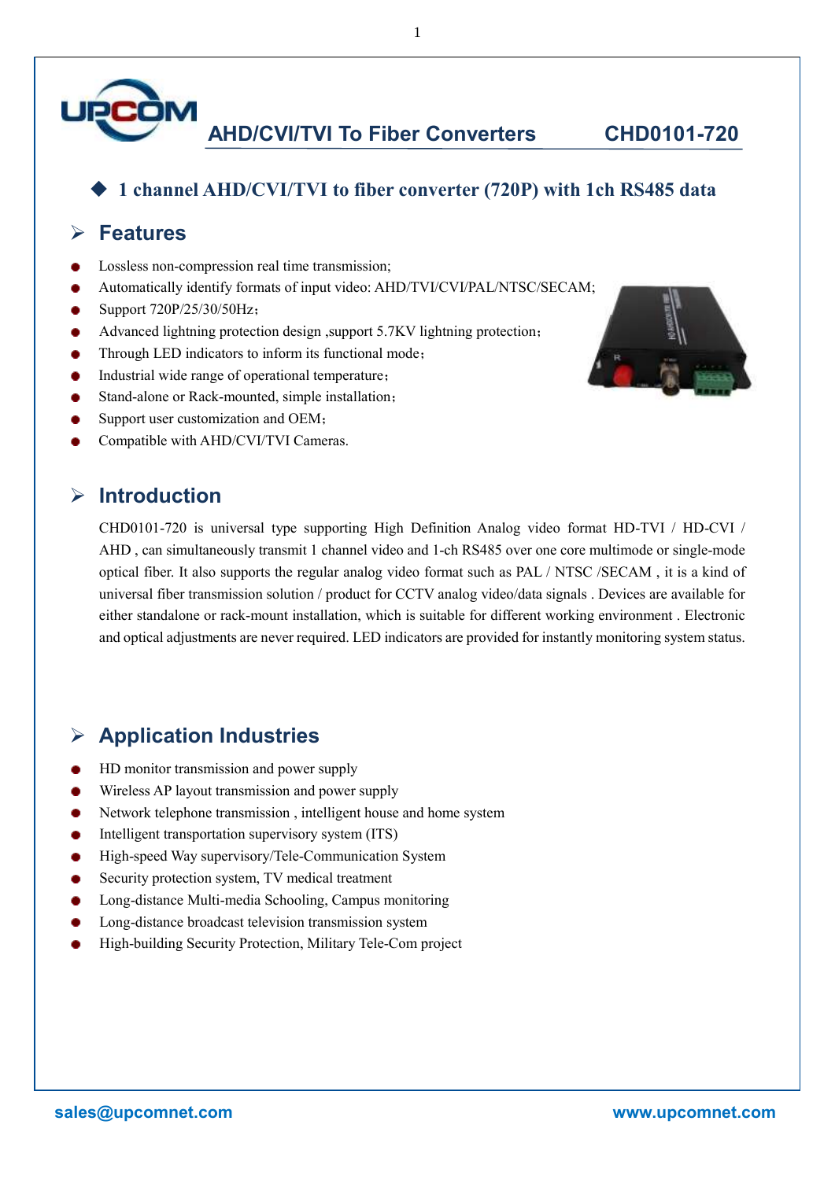# AHD/CVI/TVI To Fiber Converters CHD0101-720

◆ **1 channel AHD/CVI/TVI to fiber converter (720P) with 1ch RS485 data**

## Features

- Lossless non-compression real time transmission;
- Automatically identify formats of input video: AHD/TVI/CVI/PAL/NTSC/SECAM;
- Support 720P/25/30/50Hz;
- Advanced lightning protection design ,support 5.7KV lightning protection;
- Through LED indicators to inform its functional mode;
- Industrial wide range of operational temperature;
- Stand-alone or Rack-mounted, simple installation;
- Support user customization and OEM;
- Compatible with AHD/CVI/TVI Cameras.

## Introduction

CHD0101-720 is universal type supporting High Definition Analog video format HD-TVI / HD-CVI / AHD , can simultaneously transmit 1 channel video and 1-ch RS485 over one core multimode or single-mode optical fiber. It also supports the regular analog video format such as PAL / NTSC /SECAM , it is a kind of universal fiber transmission solution / product for CCTV analog video/data signals . Devices are available for either standalone or rack-mount installation, which is suitable for different working environment . Electronic and optical adjustments are never required. LED indicators are provided for instantly monitoring system status.

## Application Industries

- HD monitor transmission and power supply
- Wireless AP layout transmission and power supply
- Network telephone transmission , intelligent house and home system
- Intelligent transportation supervisory system (ITS)
- High-speed Way supervisory/Tele-Communication System
- Security protection system, TV medical treatment
- Long-distance Multi-media Schooling, Campus monitoring
- Long-distance broadcast television transmission system
- High-building Security Protection, Military Tele-Com project

sales@upcomnet.com www.upcomnet.com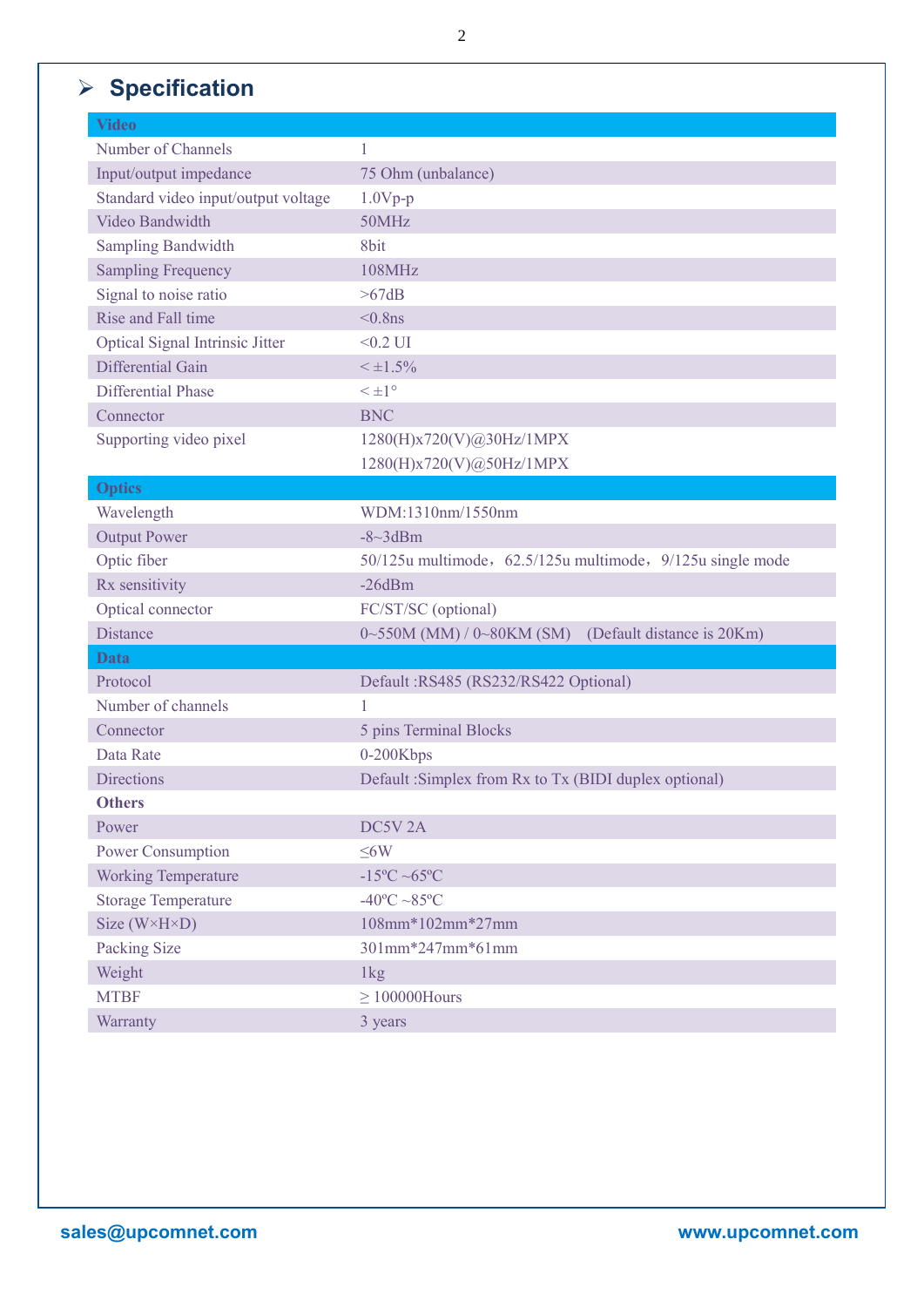## Specification

| Video | |
|---|---|
| Number of Channels | 1 |
| Input/output impedance | 75 Ohm (unbalance) |
| Standard video input/output voltage | 1.0Vp-p |
| Video Bandwidth | 50MHz |
| Sampling Bandwidth | 8bit |
| Sampling Frequency | 108MHz |
| Signal to noise ratio | >67dB |
| Rise and Fall time | <0.8ns |
| Optical Signal Intrinsic Jitter | <0.2 UI |
| Differential Gain | < ±1.5% |
| Differential Phase | < ±1° |
| Connector | BNC |
| Supporting video pixel | 1280(H)x720(V)@30Hz/1MPX<br>1280(H)x720(V)@50Hz/1MPX |
| **Optics** | |
| Wavelength | WDM:1310nm/1550nm |
| Output Power | -8~3dBm |
| Optic fiber | 50/125u multimode，62.5/125u multimode，9/125u single mode |
| Rx sensitivity | -26dBm |
| Optical connector | FC/ST/SC (optional) |
| Distance | 0~550M (MM) / 0~80KM (SM)  (Default distance is 20Km) |
| **Data** | |
| Protocol | Default :RS485 (RS232/RS422 Optional) |
| Number of channels | 1 |
| Connector | 5 pins Terminal Blocks |
| Data Rate | 0-200Kbps |
| Directions | Default :Simplex from Rx to Tx (BIDI duplex optional) |
| **Others** | |
| Power | DC5V 2A |
| Power Consumption | ≤6W |
| Working Temperature | -15ºC ~65ºC |
| Storage Temperature | -40ºC ~85ºC |
| Size (W×H×D) | 108mm*102mm*27mm |
| Packing Size | 301mm*247mm*61mm |
| Weight | 1kg |
| MTBF | ≥ 100000Hours |
| Warranty | 3 years |

sales@upcomnet.com www.upcomnet.com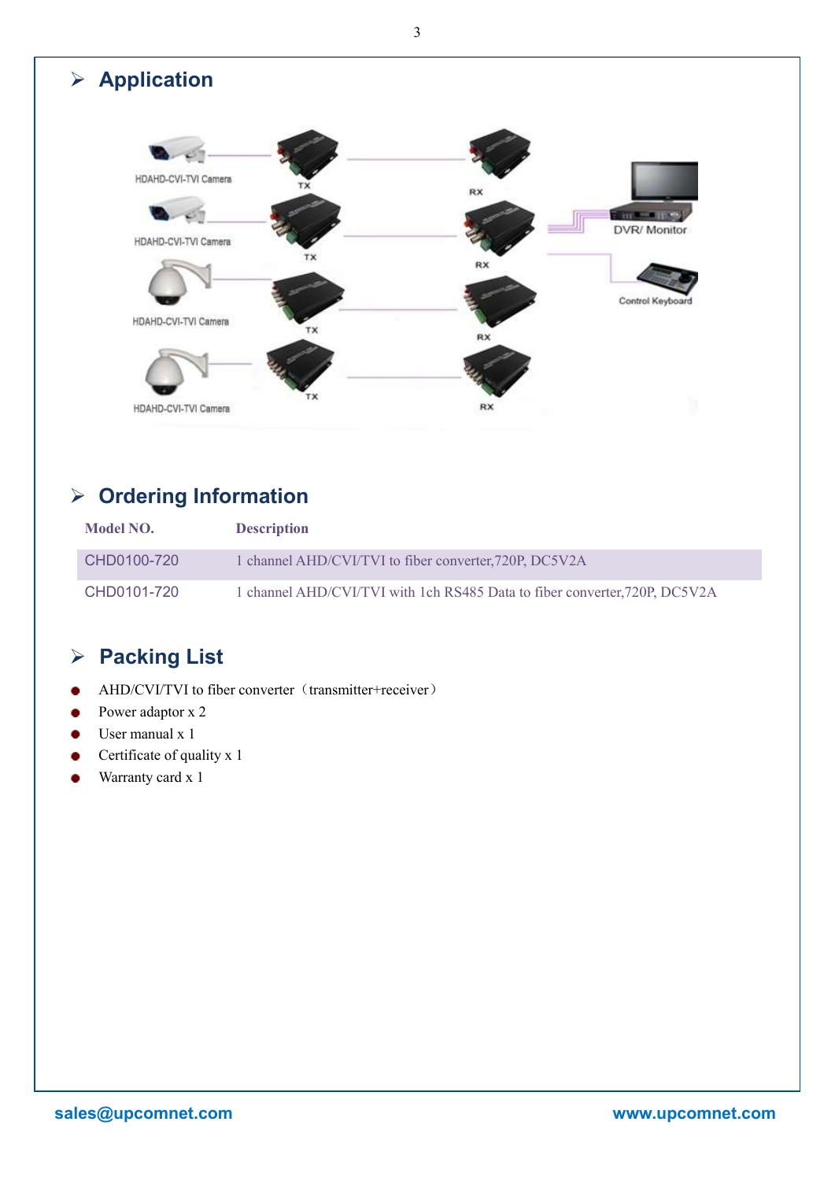## Application

HDAHD-CVI-TVI Camera

TX

RX

HDAHD-CVI-TVI Camera

TX

RX

DVR/ Monitor

HDAHD-CVI-TVI Camera

TX

RX

Control Keyboard

HDAHD-CVI-TVI Camera

TX

RX

## Ordering Information

| Model NO. | Description |
|---|---|
| CHD0100-720 | 1 channel AHD/CVI/TVI to fiber converter,720P, DC5V2A |
| CHD0101-720 | 1 channel AHD/CVI/TVI with 1ch RS485 Data to fiber converter,720P, DC5V2A |

## Packing List

- AHD/CVI/TVI to fiber converter（transmitter+receiver）
- Power adaptor x 2
- User manual x 1
- Certificate of quality x 1
- Warranty card x 1

sales@upcomnet.com　　www.upcomnet.com